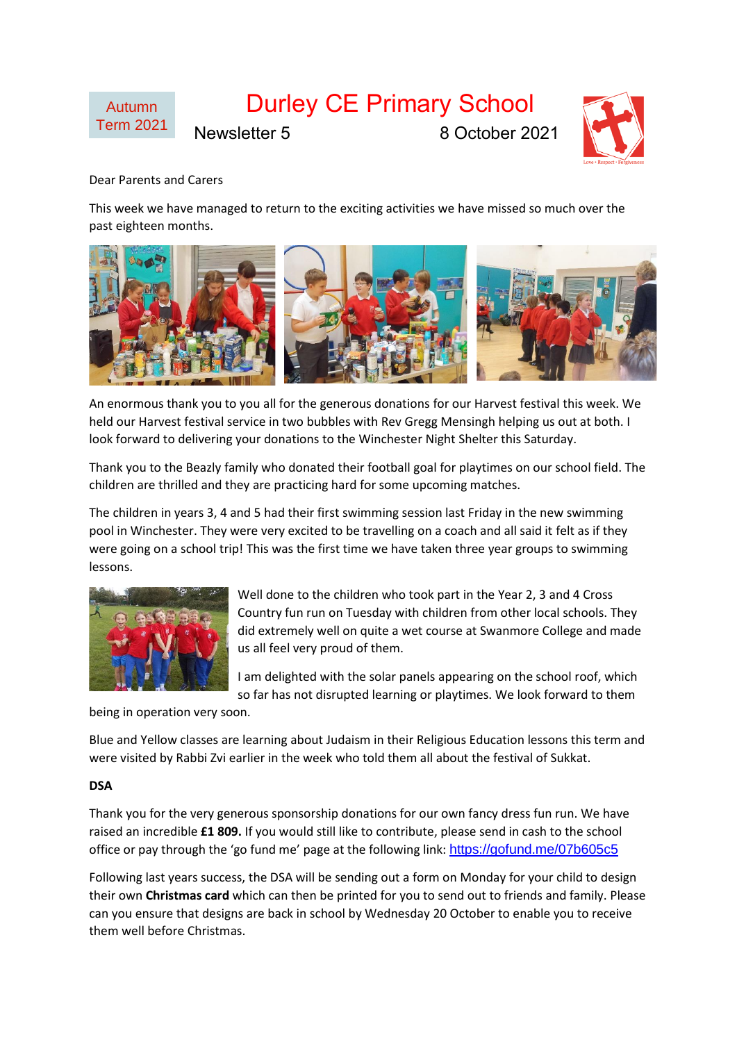Autumn Term 2021

# Durley CE Primary School

Newsletter 5 8 October 2021

Love • Respect • Forgiveness

Dear Parents and Carers

This week we have managed to return to the exciting activities we have missed so much over the past eighteen months.

An enormous thank you to you all for the generous donations for our Harvest festival this week. We held our Harvest festival service in two bubbles with Rev Gregg Mensingh helping us out at both. I look forward to delivering your donations to the Winchester Night Shelter this Saturday.

Thank you to the Beazly family who donated their football goal for playtimes on our school field. The children are thrilled and they are practicing hard for some upcoming matches.

The children in years 3, 4 and 5 had their first swimming session last Friday in the new swimming pool in Winchester. They were very excited to be travelling on a coach and all said it felt as if they were going on a school trip! This was the first time we have taken three year groups to swimming lessons.

Well done to the children who took part in the Year 2, 3 and 4 Cross Country fun run on Tuesday with children from other local schools. They did extremely well on quite a wet course at Swanmore College and made us all feel very proud of them.

I am delighted with the solar panels appearing on the school roof, which so far has not disrupted learning or playtimes. We look forward to them being in operation very soon.

Blue and Yellow classes are learning about Judaism in their Religious Education lessons this term and were visited by Rabbi Zvi earlier in the week who told them all about the festival of Sukkat.

**DSA**

Thank you for the very generous sponsorship donations for our own fancy dress fun run. We have raised an incredible **£1 809.** If you would still like to contribute, please send in cash to the school office or pay through the 'go fund me' page at the following link: https://gofund.me/07b605c5

Following last years success, the DSA will be sending out a form on Monday for your child to design their own **Christmas card** which can then be printed for you to send out to friends and family. Please can you ensure that designs are back in school by Wednesday 20 October to enable you to receive them well before Christmas.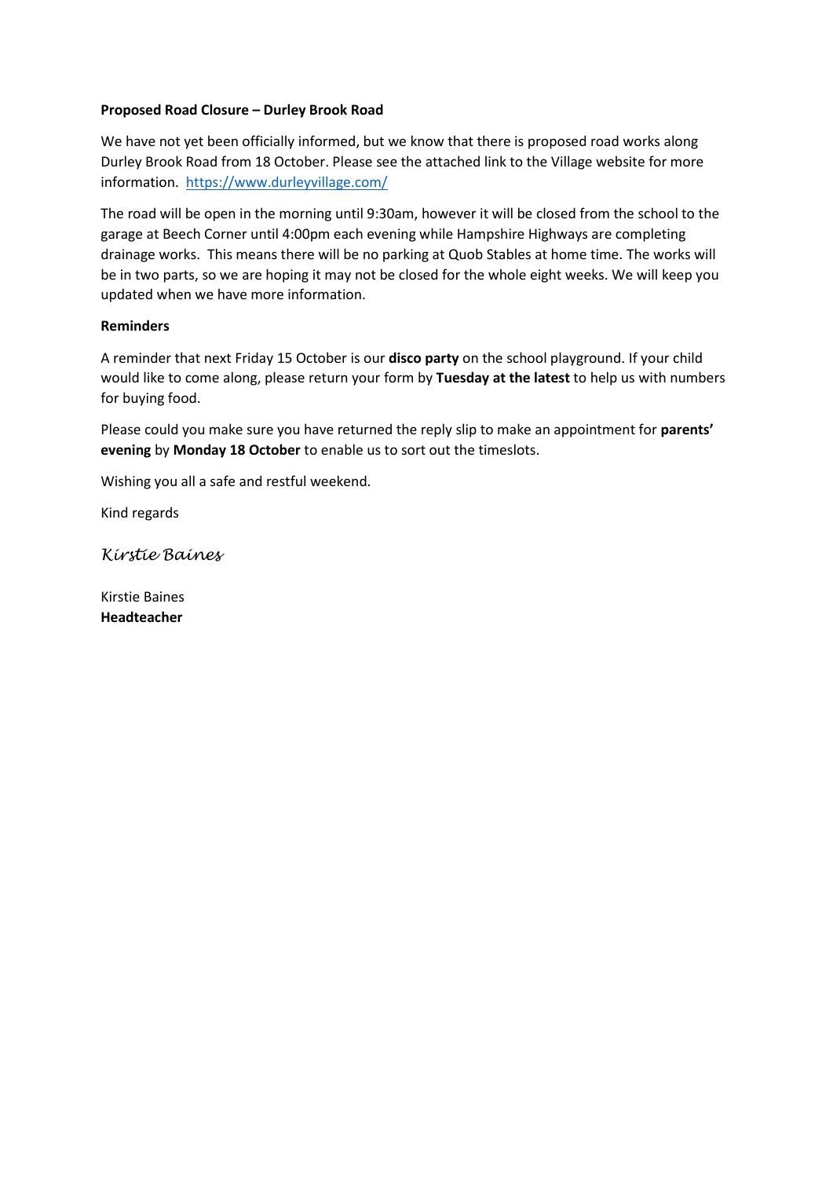**Proposed Road Closure – Durley Brook Road**

We have not yet been officially informed, but we know that there is proposed road works along Durley Brook Road from 18 October. Please see the attached link to the Village website for more information. [https://www.durleyvillage.com/](https://www.durleyvillage.com/)

The road will be open in the morning until 9:30am, however it will be closed from the school to the garage at Beech Corner until 4:00pm each evening while Hampshire Highways are completing drainage works. This means there will be no parking at Quob Stables at home time. The works will be in two parts, so we are hoping it may not be closed for the whole eight weeks. We will keep you updated when we have more information.

**Reminders**

A reminder that next Friday 15 October is our **disco party** on the school playground. If your child would like to come along, please return your form by **Tuesday at the latest** to help us with numbers for buying food.

Please could you make sure you have returned the reply slip to make an appointment for **parents' evening** by **Monday 18 October** to enable us to sort out the timeslots.

Wishing you all a safe and restful weekend.

Kind regards

*Kirstie Baines*

Kirstie Baines
**Headteacher**